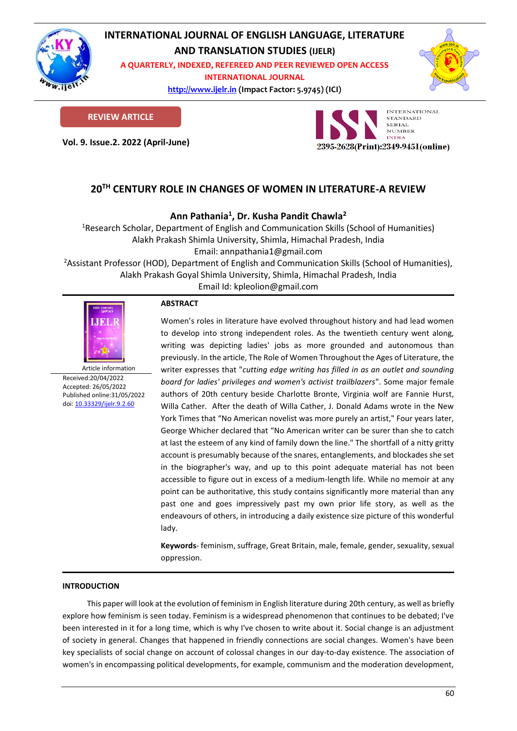INTERNATIONAL JOURNAL OF ENGLISH LANGUAGE, LITERATURE AND TRANSLATION STUDIES (IJELR)

A QUARTERLY, INDEXED, REFEREED AND PEER REVIEWED OPEN ACCESS INTERNATIONAL JOURNAL

http://www.ijelr.in (Impact Factor: 5.9745) (ICI)

**REVIEW ARTICLE**

**Vol. 9. Issue.2. 2022 (April-June)**

2395-2628(Print):2349-9451(online)

# 20TH CENTURY ROLE IN CHANGES OF WOMEN IN LITERATURE-A REVIEW

**Ann Pathania[1], Dr. Kusha Pandit Chawla[2]**

[1]Research Scholar, Department of English and Communication Skills (School of Humanities)
Alakh Prakash Shimla University, Shimla, Himachal Pradesh, India
Email: annpathania1@gmail.com

[2]Assistant Professor (HOD), Department of English and Communication Skills (School of Humanities),
Alakh Prakash Goyal Shimla University, Shimla, Himachal Pradesh, India
Email Id: kpleolion@gmail.com

Article information
Received:20/04/2022
Accepted: 26/05/2022
Published online:31/05/2022
doi: 10.33329/ijelr.9.2.60

## ABSTRACT

Women's roles in literature have evolved throughout history and had lead women to develop into strong independent roles. As the twentieth century went along, writing was depicting ladies' jobs as more grounded and autonomous than previously. In the article, The Role of Women Throughout the Ages of Literature, the writer expresses that "*cutting edge writing has filled in as an outlet and sounding board for ladies' privileges and women's activist trailblazers*". Some major female authors of 20th century beside Charlotte Bronte, Virginia wolf are Fannie Hurst, Willa Cather. After the death of Willa Cather, J. Donald Adams wrote in the New York Times that "No American novelist was more purely an artist," Four years later, George Whicher declared that "No American writer can be surer than she to catch at last the esteem of any kind of family down the line." The shortfall of a nitty gritty account is presumably because of the snares, entanglements, and blockades she set in the biographer's way, and up to this point adequate material has not been accessible to figure out in excess of a medium-length life. While no memoir at any point can be authoritative, this study contains significantly more material than any past one and goes impressively past my own prior life story, as well as the endeavours of others, in introducing a daily existence size picture of this wonderful lady.

**Keywords**- feminism, suffrage, Great Britain, male, female, gender, sexuality, sexual oppression.

## INTRODUCTION

This paper will look at the evolution of feminism in English literature during 20th century, as well as briefly explore how feminism is seen today. Feminism is a widespread phenomenon that continues to be debated; I've been interested in it for a long time, which is why I've chosen to write about it. Social change is an adjustment of society in general. Changes that happened in friendly connections are social changes. Women's have been key specialists of social change on account of colossal changes in our day-to-day existence. The association of women's in encompassing political developments, for example, communism and the moderation development,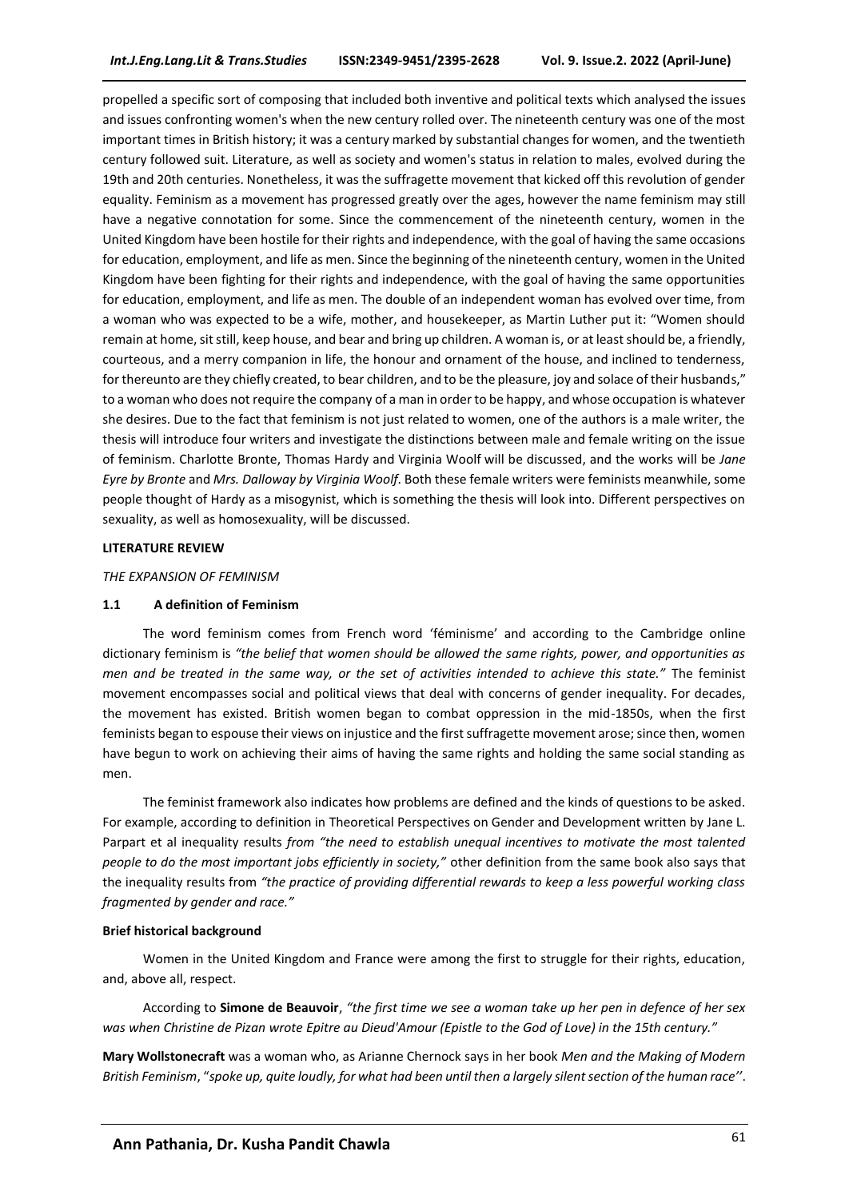propelled a specific sort of composing that included both inventive and political texts which analysed the issues and issues confronting women's when the new century rolled over. The nineteenth century was one of the most important times in British history; it was a century marked by substantial changes for women, and the twentieth century followed suit. Literature, as well as society and women's status in relation to males, evolved during the 19th and 20th centuries. Nonetheless, it was the suffragette movement that kicked off this revolution of gender equality. Feminism as a movement has progressed greatly over the ages, however the name feminism may still have a negative connotation for some. Since the commencement of the nineteenth century, women in the United Kingdom have been hostile for their rights and independence, with the goal of having the same occasions for education, employment, and life as men. Since the beginning of the nineteenth century, women in the United Kingdom have been fighting for their rights and independence, with the goal of having the same opportunities for education, employment, and life as men. The double of an independent woman has evolved over time, from a woman who was expected to be a wife, mother, and housekeeper, as Martin Luther put it: "Women should remain at home, sit still, keep house, and bear and bring up children. A woman is, or at least should be, a friendly, courteous, and a merry companion in life, the honour and ornament of the house, and inclined to tenderness, for thereunto are they chiefly created, to bear children, and to be the pleasure, joy and solace of their husbands," to a woman who does not require the company of a man in order to be happy, and whose occupation is whatever she desires. Due to the fact that feminism is not just related to women, one of the authors is a male writer, the thesis will introduce four writers and investigate the distinctions between male and female writing on the issue of feminism. Charlotte Bronte, Thomas Hardy and Virginia Woolf will be discussed, and the works will be *Jane Eyre by Bronte* and *Mrs. Dalloway by Virginia Woolf*. Both these female writers were feminists meanwhile, some people thought of Hardy as a misogynist, which is something the thesis will look into. Different perspectives on sexuality, as well as homosexuality, will be discussed.

## LITERATURE REVIEW

*THE EXPANSION OF FEMINISM*

### 1.1 A definition of Feminism

The word feminism comes from French word 'féminisme' and according to the Cambridge online dictionary feminism is *"the belief that women should be allowed the same rights, power, and opportunities as men and be treated in the same way, or the set of activities intended to achieve this state."* The feminist movement encompasses social and political views that deal with concerns of gender inequality. For decades, the movement has existed. British women began to combat oppression in the mid-1850s, when the first feminists began to espouse their views on injustice and the first suffragette movement arose; since then, women have begun to work on achieving their aims of having the same rights and holding the same social standing as men.

The feminist framework also indicates how problems are defined and the kinds of questions to be asked. For example, according to definition in Theoretical Perspectives on Gender and Development written by Jane L. Parpart et al inequality results *from "the need to establish unequal incentives to motivate the most talented people to do the most important jobs efficiently in society,"* other definition from the same book also says that the inequality results from *"the practice of providing differential rewards to keep a less powerful working class fragmented by gender and race."*

### Brief historical background

Women in the United Kingdom and France were among the first to struggle for their rights, education, and, above all, respect.

According to **Simone de Beauvoir**, *"the first time we see a woman take up her pen in defence of her sex was when Christine de Pizan wrote Epitre au Dieud'Amour (Epistle to the God of Love) in the 15th century."*

**Mary Wollstonecraft** was a woman who, as Arianne Chernock says in her book *Men and the Making of Modern British Feminism*, "*spoke up, quite loudly, for what had been until then a largely silent section of the human race''*.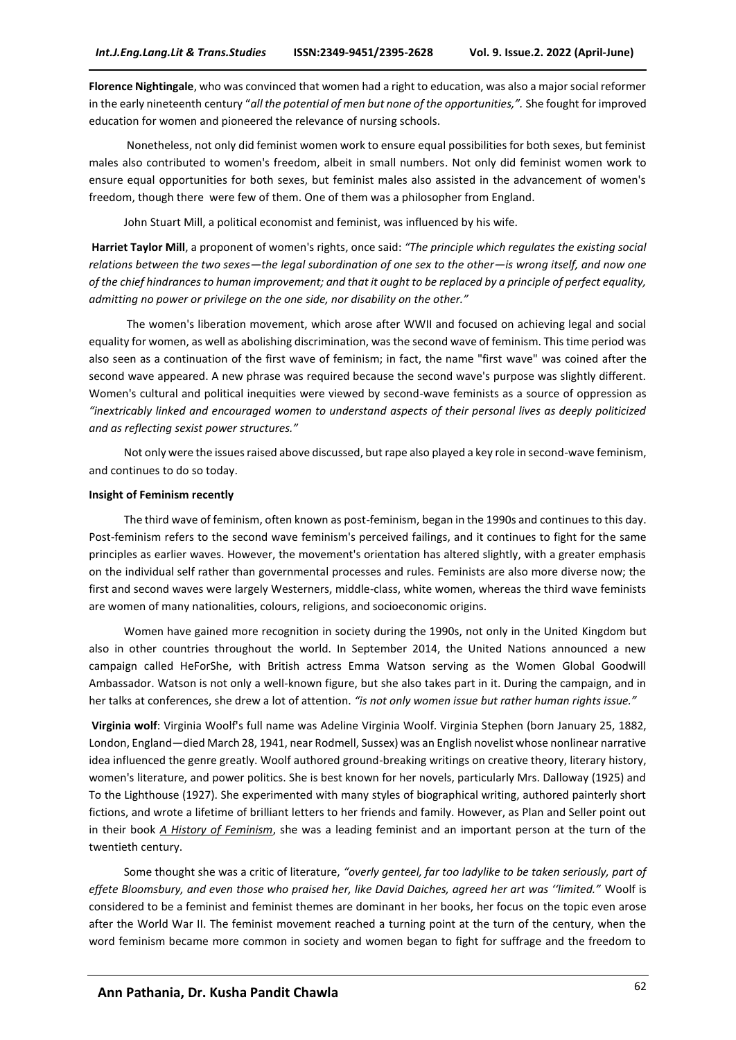**Florence Nightingale**, who was convinced that women had a right to education, was also a major social reformer in the early nineteenth century "*all the potential of men but none of the opportunities,".* She fought for improved education for women and pioneered the relevance of nursing schools.

Nonetheless, not only did feminist women work to ensure equal possibilities for both sexes, but feminist males also contributed to women's freedom, albeit in small numbers. Not only did feminist women work to ensure equal opportunities for both sexes, but feminist males also assisted in the advancement of women's freedom, though there were few of them. One of them was a philosopher from England.

John Stuart Mill, a political economist and feminist, was influenced by his wife.

**Harriet Taylor Mill**, a proponent of women's rights, once said: *"The principle which regulates the existing social relations between the two sexes—the legal subordination of one sex to the other—is wrong itself, and now one of the chief hindrances to human improvement; and that it ought to be replaced by a principle of perfect equality, admitting no power or privilege on the one side, nor disability on the other."*

The women's liberation movement, which arose after WWII and focused on achieving legal and social equality for women, as well as abolishing discrimination, was the second wave of feminism. This time period was also seen as a continuation of the first wave of feminism; in fact, the name "first wave" was coined after the second wave appeared. A new phrase was required because the second wave's purpose was slightly different. Women's cultural and political inequities were viewed by second-wave feminists as a source of oppression as *"inextricably linked and encouraged women to understand aspects of their personal lives as deeply politicized and as reflecting sexist power structures."*

Not only were the issues raised above discussed, but rape also played a key role in second-wave feminism, and continues to do so today.

**Insight of Feminism recently**

The third wave of feminism, often known as post-feminism, began in the 1990s and continues to this day. Post-feminism refers to the second wave feminism's perceived failings, and it continues to fight for the same principles as earlier waves. However, the movement's orientation has altered slightly, with a greater emphasis on the individual self rather than governmental processes and rules. Feminists are also more diverse now; the first and second waves were largely Westerners, middle-class, white women, whereas the third wave feminists are women of many nationalities, colours, religions, and socioeconomic origins.

Women have gained more recognition in society during the 1990s, not only in the United Kingdom but also in other countries throughout the world. In September 2014, the United Nations announced a new campaign called HeForShe, with British actress Emma Watson serving as the Women Global Goodwill Ambassador. Watson is not only a well-known figure, but she also takes part in it. During the campaign, and in her talks at conferences, she drew a lot of attention. *"is not only women issue but rather human rights issue."*

**Virginia wolf**: Virginia Woolf's full name was Adeline Virginia Woolf. Virginia Stephen (born January 25, 1882, London, England—died March 28, 1941, near Rodmell, Sussex) was an English novelist whose nonlinear narrative idea influenced the genre greatly. Woolf authored ground-breaking writings on creative theory, literary history, women's literature, and power politics. She is best known for her novels, particularly Mrs. Dalloway (1925) and To the Lighthouse (1927). She experimented with many styles of biographical writing, authored painterly short fictions, and wrote a lifetime of brilliant letters to her friends and family. However, as Plan and Seller point out in their book *A History of Feminism*, she was a leading feminist and an important person at the turn of the twentieth century.

Some thought she was a critic of literature, *"overly genteel, far too ladylike to be taken seriously, part of effete Bloomsbury, and even those who praised her, like David Daiches, agreed her art was ''limited."* Woolf is considered to be a feminist and feminist themes are dominant in her books, her focus on the topic even arose after the World War II. The feminist movement reached a turning point at the turn of the century, when the word feminism became more common in society and women began to fight for suffrage and the freedom to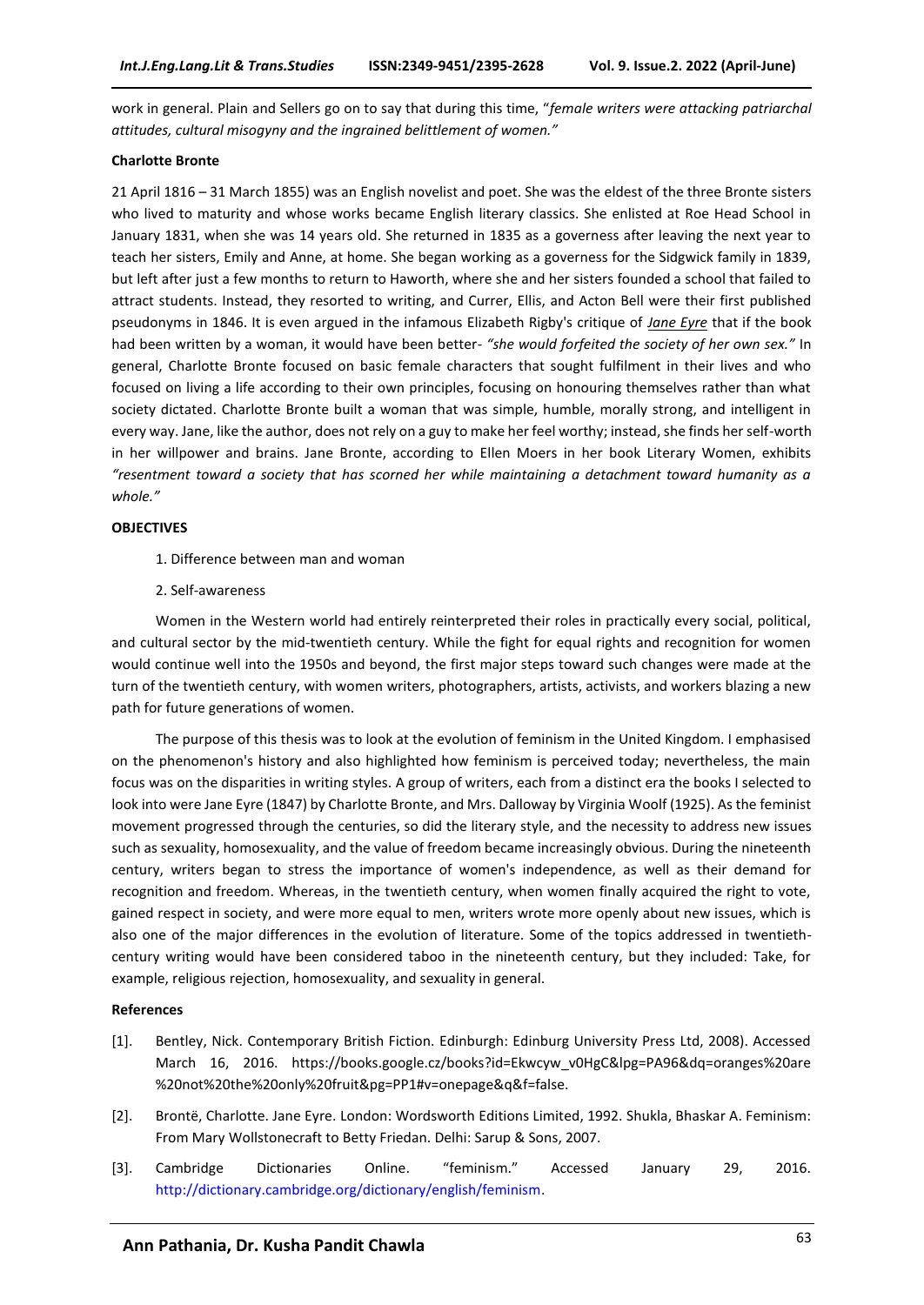work in general. Plain and Sellers go on to say that during this time, "*female writers were attacking patriarchal attitudes, cultural misogyny and the ingrained belittlement of women.*"

**Charlotte Bronte**

21 April 1816 – 31 March 1855) was an English novelist and poet. She was the eldest of the three Bronte sisters who lived to maturity and whose works became English literary classics. She enlisted at Roe Head School in January 1831, when she was 14 years old. She returned in 1835 as a governess after leaving the next year to teach her sisters, Emily and Anne, at home. She began working as a governess for the Sidgwick family in 1839, but left after just a few months to return to Haworth, where she and her sisters founded a school that failed to attract students. Instead, they resorted to writing, and Currer, Ellis, and Acton Bell were their first published pseudonyms in 1846. It is even argued in the infamous Elizabeth Rigby's critique of *Jane Eyre* that if the book had been written by a woman, it would have been better- *"she would forfeited the society of her own sex."* In general, Charlotte Bronte focused on basic female characters that sought fulfilment in their lives and who focused on living a life according to their own principles, focusing on honouring themselves rather than what society dictated. Charlotte Bronte built a woman that was simple, humble, morally strong, and intelligent in every way. Jane, like the author, does not rely on a guy to make her feel worthy; instead, she finds her self-worth in her willpower and brains. Jane Bronte, according to Ellen Moers in her book Literary Women, exhibits *"resentment toward a society that has scorned her while maintaining a detachment toward humanity as a whole."*

**OBJECTIVES**

1. Difference between man and woman
2. Self-awareness

Women in the Western world had entirely reinterpreted their roles in practically every social, political, and cultural sector by the mid-twentieth century. While the fight for equal rights and recognition for women would continue well into the 1950s and beyond, the first major steps toward such changes were made at the turn of the twentieth century, with women writers, photographers, artists, activists, and workers blazing a new path for future generations of women.

The purpose of this thesis was to look at the evolution of feminism in the United Kingdom. I emphasised on the phenomenon's history and also highlighted how feminism is perceived today; nevertheless, the main focus was on the disparities in writing styles. A group of writers, each from a distinct era the books I selected to look into were Jane Eyre (1847) by Charlotte Bronte, and Mrs. Dalloway by Virginia Woolf (1925). As the feminist movement progressed through the centuries, so did the literary style, and the necessity to address new issues such as sexuality, homosexuality, and the value of freedom became increasingly obvious. During the nineteenth century, writers began to stress the importance of women's independence, as well as their demand for recognition and freedom. Whereas, in the twentieth century, when women finally acquired the right to vote, gained respect in society, and were more equal to men, writers wrote more openly about new issues, which is also one of the major differences in the evolution of literature. Some of the topics addressed in twentieth-century writing would have been considered taboo in the nineteenth century, but they included: Take, for example, religious rejection, homosexuality, and sexuality in general.

**References**

[1]. Bentley, Nick. Contemporary British Fiction. Edinburgh: Edinburg University Press Ltd, 2008). Accessed March 16, 2016. https://books.google.cz/books?id=Ekwcyw_v0HgC&lpg=PA96&dq=oranges%20are%20not%20the%20only%20fruit&pg=PP1#v=onepage&q&f=false.

[2]. Brontë, Charlotte. Jane Eyre. London: Wordsworth Editions Limited, 1992. Shukla, Bhaskar A. Feminism: From Mary Wollstonecraft to Betty Friedan. Delhi: Sarup & Sons, 2007.

[3]. Cambridge Dictionaries Online. "feminism." Accessed January 29, 2016. http://dictionary.cambridge.org/dictionary/english/feminism.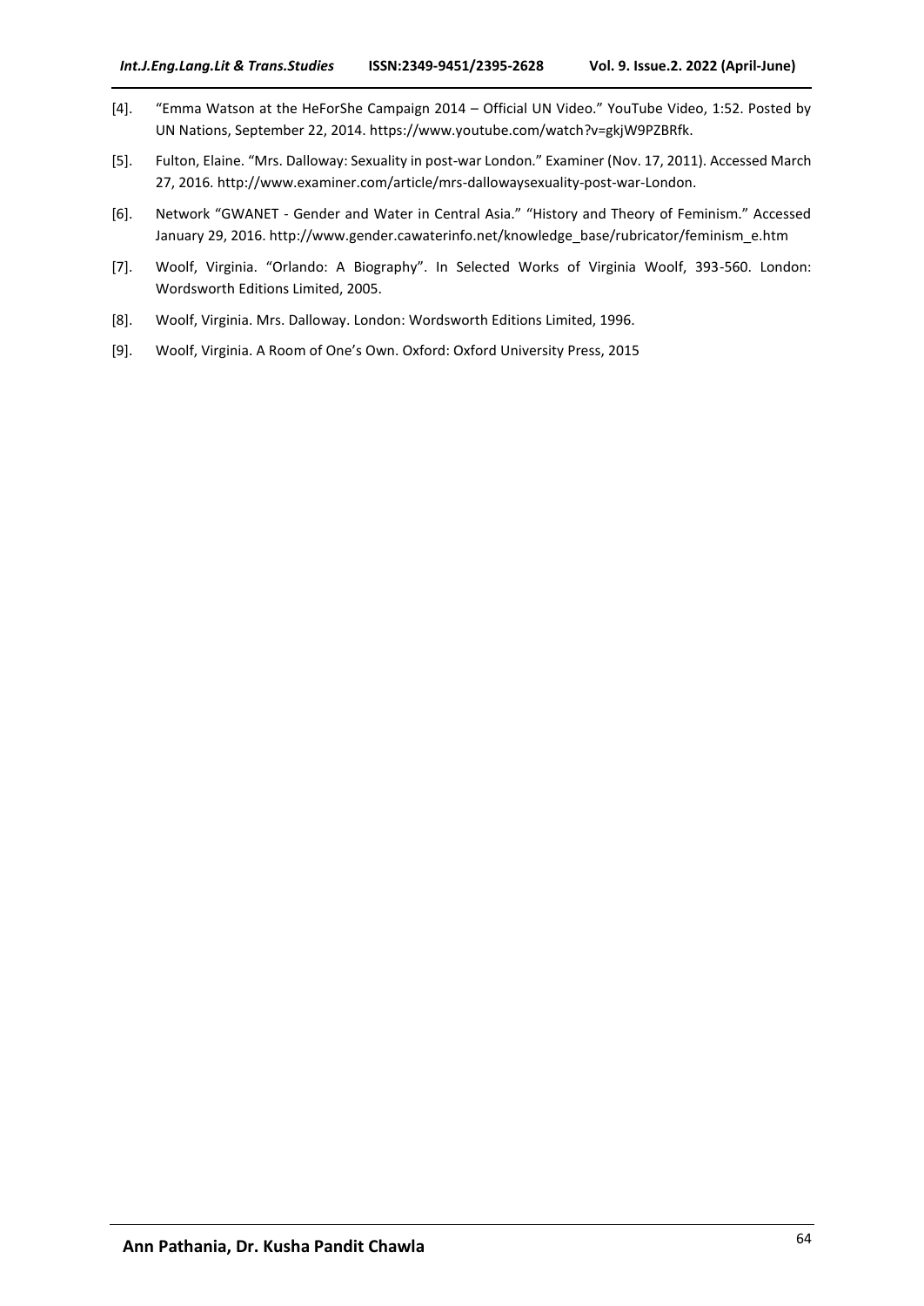[4]. "Emma Watson at the HeForShe Campaign 2014 – Official UN Video." YouTube Video, 1:52. Posted by UN Nations, September 22, 2014. https://www.youtube.com/watch?v=gkjW9PZBRfk.

[5]. Fulton, Elaine. "Mrs. Dalloway: Sexuality in post-war London." Examiner (Nov. 17, 2011). Accessed March 27, 2016. http://www.examiner.com/article/mrs-dallowaysexuality-post-war-London.

[6]. Network "GWANET - Gender and Water in Central Asia." "History and Theory of Feminism." Accessed January 29, 2016. http://www.gender.cawaterinfo.net/knowledge_base/rubricator/feminism_e.htm

[7]. Woolf, Virginia. "Orlando: A Biography". In Selected Works of Virginia Woolf, 393-560. London: Wordsworth Editions Limited, 2005.

[8]. Woolf, Virginia. Mrs. Dalloway. London: Wordsworth Editions Limited, 1996.

[9]. Woolf, Virginia. A Room of One's Own. Oxford: Oxford University Press, 2015